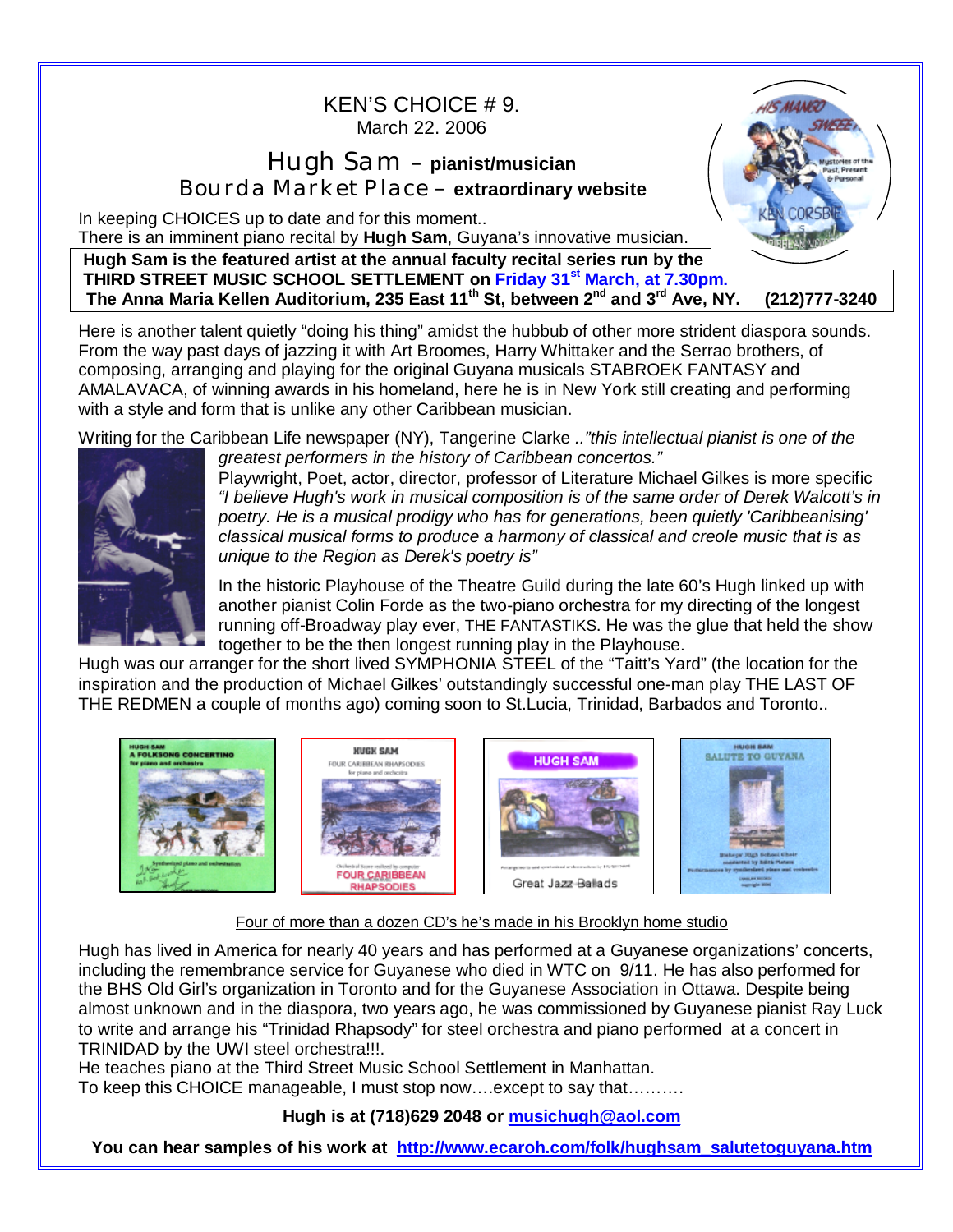# KEN'S CHOICE # 9.

March 22. 2006

## Hugh Sam – pianist/musician

## Bourda Market Place – extraordinary website

In keeping CHOICES up to date and for this moment..
There is an imminent piano recital by **Hugh Sam**, Guyana's innovative musician.

**Hugh Sam is the featured artist at the annual faculty recital series run by the THIRD STREET MUSIC SCHOOL SETTLEMENT on Friday 31st March, at 7.30pm.**
**The Anna Maria Kellen Auditorium, 235 East 11th St, between 2nd and 3rd Ave, NY. (212)777-3240**

Here is another talent quietly "doing his thing" amidst the hubbub of other more strident diaspora sounds. From the way past days of jazzing it with Art Broomes, Harry Whittaker and the Serrao brothers, of composing, arranging and playing for the original Guyana musicals STABROEK FANTASY and AMALAVACA, of winning awards in his homeland, here he is in New York still creating and performing with a style and form that is unlike any other Caribbean musician.

Writing for the Caribbean Life newspaper (NY), Tangerine Clarke *.."this intellectual pianist is one of the greatest performers in the history of Caribbean concertos."*

Playwright, Poet, actor, director, professor of Literature Michael Gilkes is more specific *"I believe Hugh's work in musical composition is of the same order of Derek Walcott's in poetry. He is a musical prodigy who has for generations, been quietly 'Caribbeanising' classical musical forms to produce a harmony of classical and creole music that is as unique to the Region as Derek's poetry is"*

In the historic Playhouse of the Theatre Guild during the late 60's Hugh linked up with another pianist Colin Forde as the two-piano orchestra for my directing of the longest running off-Broadway play ever, THE FANTASTIKS. He was the glue that held the show together to be the then longest running play in the Playhouse.

Hugh was our arranger for the short lived SYMPHONIA STEEL of the "Taitt's Yard" (the location for the inspiration and the production of Michael Gilkes' outstandingly successful one-man play THE LAST OF THE REDMEN a couple of months ago) coming soon to St.Lucia, Trinidad, Barbados and Toronto..

Four of more than a dozen CD's he's made in his Brooklyn home studio

Hugh has lived in America for nearly 40 years and has performed at a Guyanese organizations' concerts, including the remembrance service for Guyanese who died in WTC on 9/11. He has also performed for the BHS Old Girl's organization in Toronto and for the Guyanese Association in Ottawa. Despite being almost unknown and in the diaspora, two years ago, he was commissioned by Guyanese pianist Ray Luck to write and arrange his "Trinidad Rhapsody" for steel orchestra and piano performed at a concert in TRINIDAD by the UWI steel orchestra!!!.
He teaches piano at the Third Street Music School Settlement in Manhattan.
To keep this CHOICE manageable, I must stop now….except to say that……….

**Hugh is at (718)629 2048 or musichugh@aol.com**

**You can hear samples of his work at http://www.ecaroh.com/folk/hughsam_salutetoguyana.htm**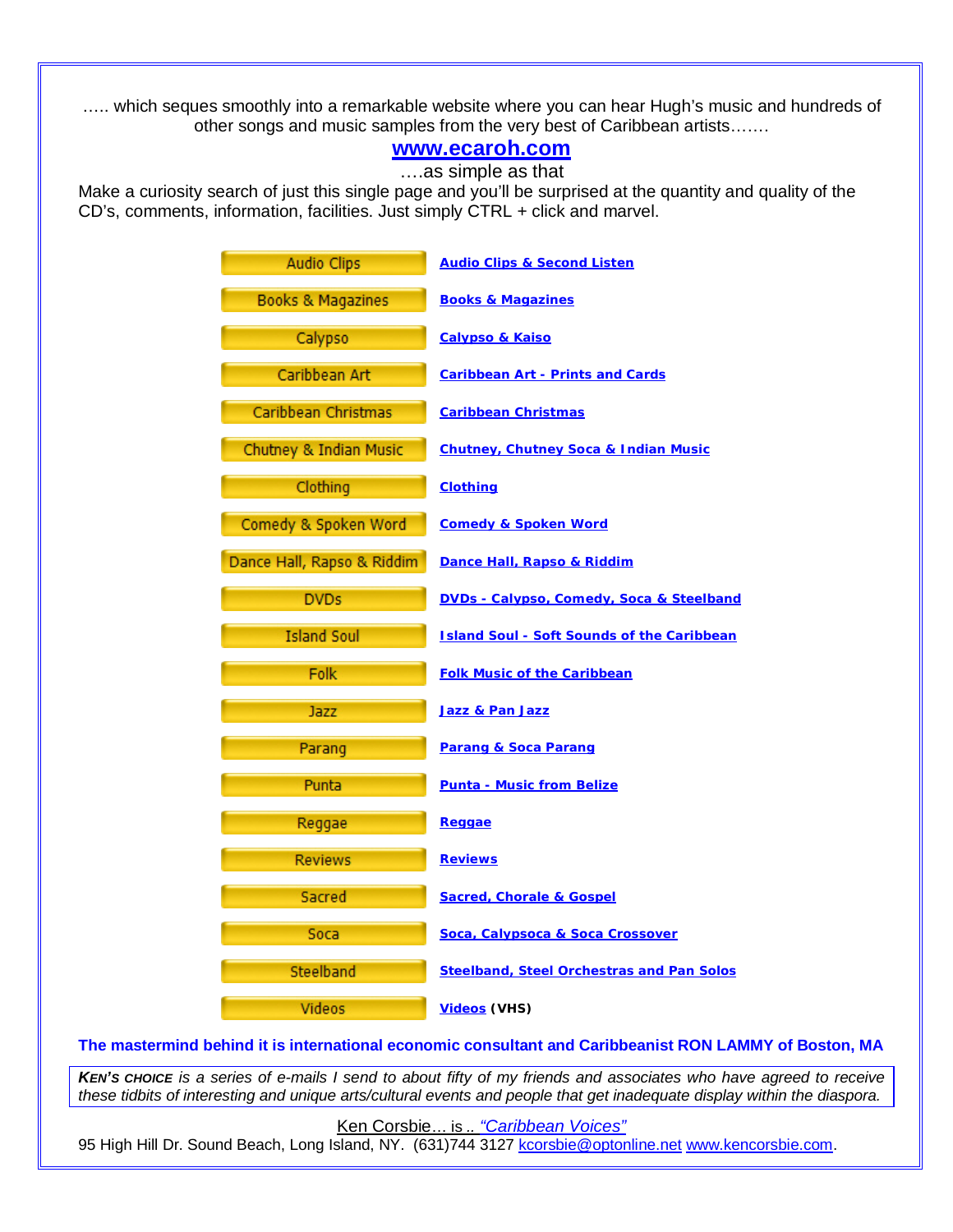….. which seques smoothly into a remarkable website where you can hear Hugh's music and hundreds of other songs and music samples from the very best of Caribbean artists…….

**www.ecaroh.com**

….as simple as that

Make a curiosity search of just this single page and you'll be surprised at the quantity and quality of the CD's, comments, information, facilities. Just simply CTRL + click and marvel.

| | |
|---|---|
| Audio Clips | **Audio Clips & Second Listen** |
| Books & Magazines | **Books & Magazines** |
| Calypso | **Calypso & Kaiso** |
| Caribbean Art | **Caribbean Art - Prints and Cards** |
| Caribbean Christmas | **Caribbean Christmas** |
| Chutney & Indian Music | **Chutney, Chutney Soca & Indian Music** |
| Clothing | **Clothing** |
| Comedy & Spoken Word | **Comedy & Spoken Word** |
| Dance Hall, Rapso & Riddim | **Dance Hall, Rapso & Riddim** |
| DVDs | **DVDs - Calypso, Comedy, Soca & Steelband** |
| Island Soul | **Island Soul - Soft Sounds of the Caribbean** |
| Folk | **Folk Music of the Caribbean** |
| Jazz | **Jazz & Pan Jazz** |
| Parang | **Parang & Soca Parang** |
| Punta | **Punta - Music from Belize** |
| Reggae | **Reggae** |
| Reviews | **Reviews** |
| Sacred | **Sacred, Chorale & Gospel** |
| Soca | **Soca, Calypsoca & Soca Crossover** |
| Steelband | **Steelband, Steel Orchestras and Pan Solos** |
| Videos | **Videos (VHS)** |

**The mastermind behind it is international economic consultant and Caribbeanist RON LAMMY of Boston, MA**

***KEN'S CHOICE** is a series of e-mails I send to about fifty of my friends and associates who have agreed to receive these tidbits of interesting and unique arts/cultural events and people that get inadequate display within the diaspora.*

Ken Corsbie… is .. *"Caribbean Voices"*

95 High Hill Dr. Sound Beach, Long Island, NY. (631)744 3127 kcorsbie@optonline.net www.kencorsbie.com.